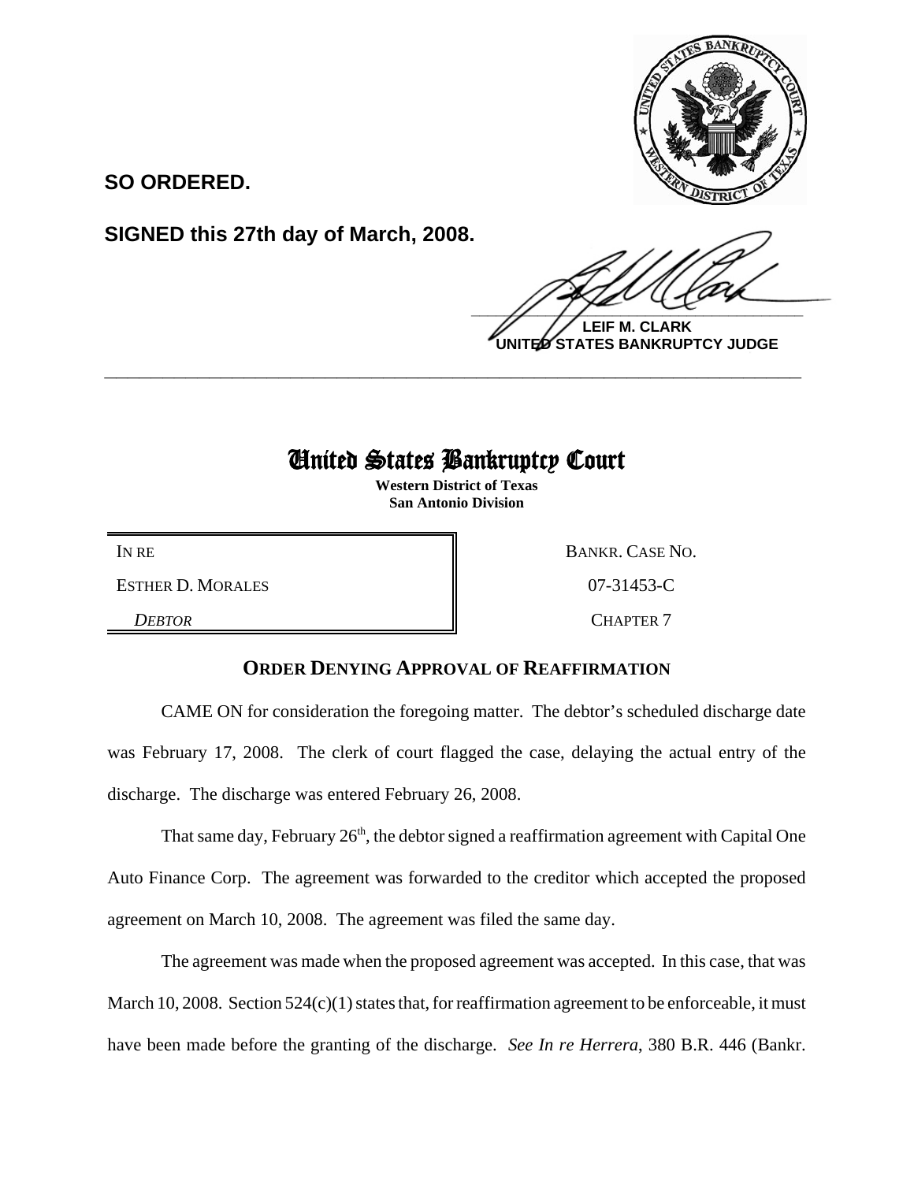**SO ORDERED.**

**SIGNED this 27th day of March, 2008.**

**LEIF M. CLARK**
**UNITED STATES BANKRUPTCY JUDGE**

---

# United States Bankruptcy Court

**Western District of Texas**
**San Antonio Division**

| IN RE | BANKR. CASE NO. |
|---|---|
| ESTHER D. MORALES | 07-31453-C |
| *DEBTOR* | CHAPTER 7 |

## ORDER DENYING APPROVAL OF REAFFIRMATION

CAME ON for consideration the foregoing matter. The debtor's scheduled discharge date was February 17, 2008. The clerk of court flagged the case, delaying the actual entry of the discharge. The discharge was entered February 26, 2008.

That same day, February 26th, the debtor signed a reaffirmation agreement with Capital One Auto Finance Corp. The agreement was forwarded to the creditor which accepted the proposed agreement on March 10, 2008. The agreement was filed the same day.

The agreement was made when the proposed agreement was accepted. In this case, that was March 10, 2008. Section 524(c)(1) states that, for reaffirmation agreement to be enforceable, it must have been made before the granting of the discharge. *See In re Herrera*, 380 B.R. 446 (Bankr.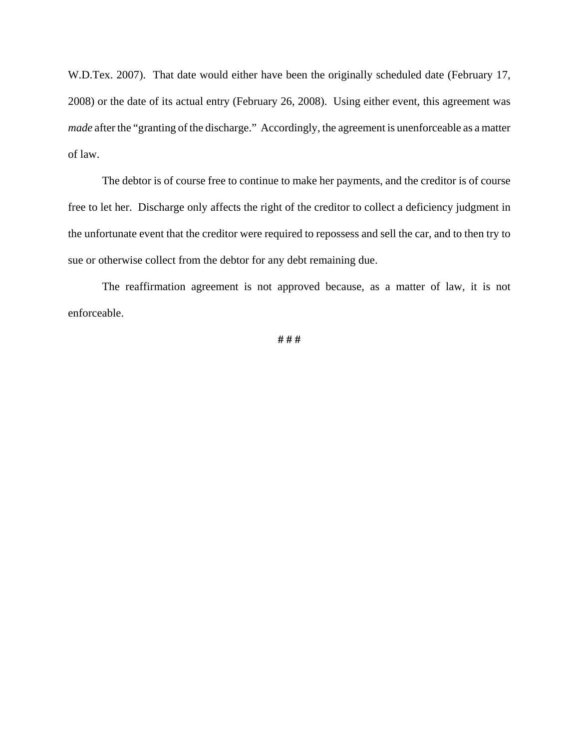W.D.Tex. 2007). That date would either have been the originally scheduled date (February 17, 2008) or the date of its actual entry (February 26, 2008). Using either event, this agreement was *made* after the "granting of the discharge." Accordingly, the agreement is unenforceable as a matter of law.

The debtor is of course free to continue to make her payments, and the creditor is of course free to let her. Discharge only affects the right of the creditor to collect a deficiency judgment in the unfortunate event that the creditor were required to repossess and sell the car, and to then try to sue or otherwise collect from the debtor for any debt remaining due.

The reaffirmation agreement is not approved because, as a matter of law, it is not enforceable.

# # #